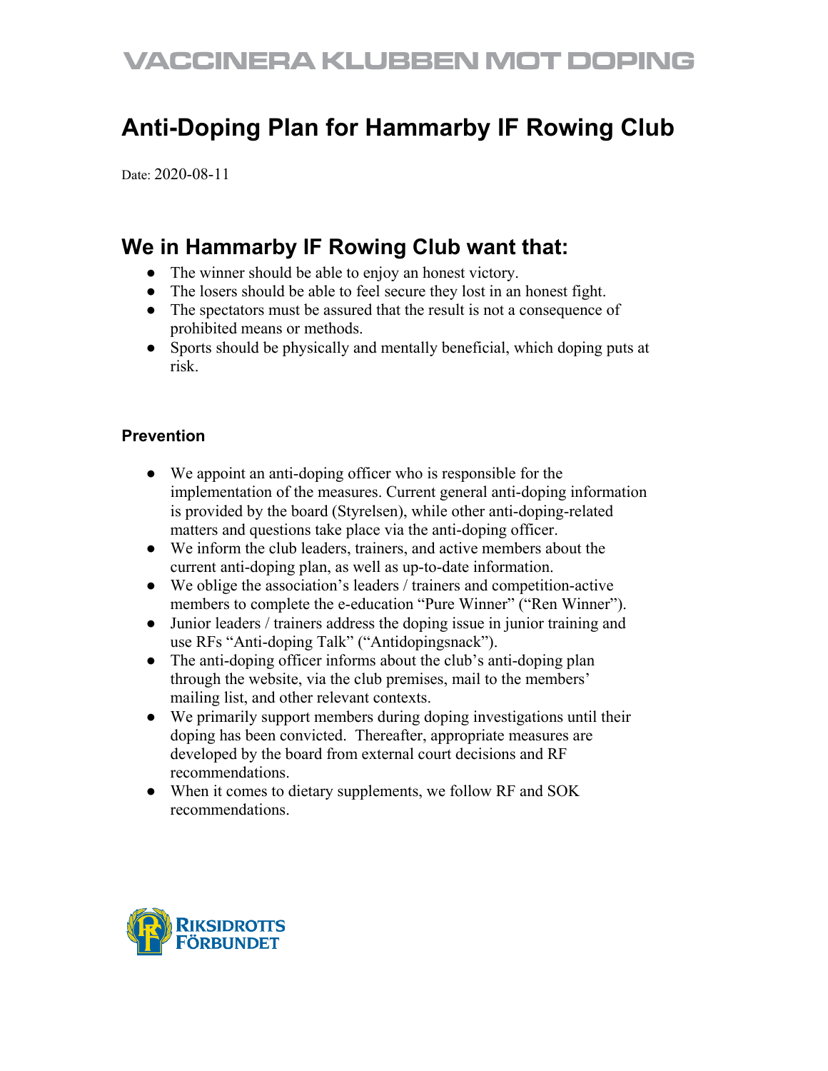# VACCINERA KLUBBEN MOT DOPING

# Anti-Doping Plan for Hammarby IF Rowing Club

Date: 2020-08-11

## We in Hammarby IF Rowing Club want that:

- The winner should be able to enjoy an honest victory.
- The losers should be able to feel secure they lost in an honest fight.
- The spectators must be assured that the result is not a consequence of prohibited means or methods.
- Sports should be physically and mentally beneficial, which doping puts at risk.

### Prevention

- We appoint an anti-doping officer who is responsible for the implementation of the measures. Current general anti-doping information is provided by the board (Styrelsen), while other anti-doping-related matters and questions take place via the anti-doping officer.
- We inform the club leaders, trainers, and active members about the current anti-doping plan, as well as up-to-date information.
- We oblige the association's leaders / trainers and competition-active members to complete the e-education "Pure Winner" ("Ren Winner").
- Junior leaders / trainers address the doping issue in junior training and use RFs "Anti-doping Talk" ("Antidopingsnack").
- The anti-doping officer informs about the club's anti-doping plan through the website, via the club premises, mail to the members' mailing list, and other relevant contexts.
- We primarily support members during doping investigations until their doping has been convicted. Thereafter, appropriate measures are developed by the board from external court decisions and RF recommendations.
- When it comes to dietary supplements, we follow RF and SOK recommendations.

RIKSIDROTTS FÖRBUNDET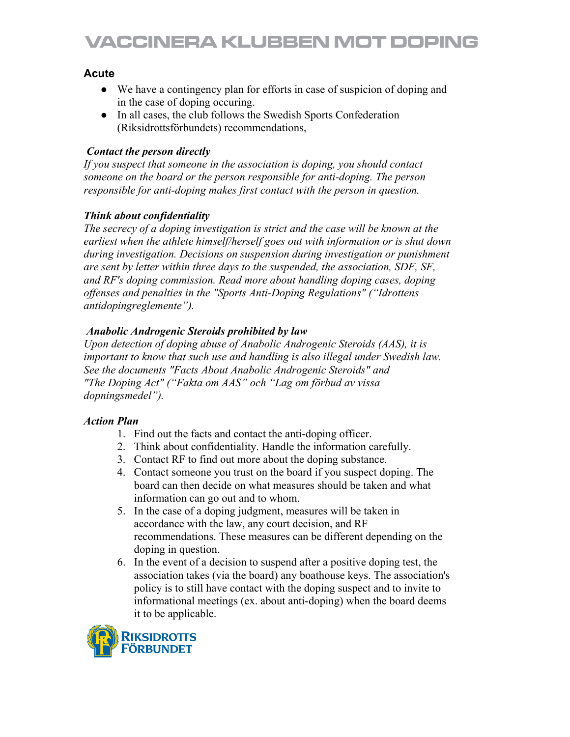# VACCINERA KLUBBEN MOT DOPING

### Acute

- We have a contingency plan for efforts in case of suspicion of doping and in the case of doping occuring.
- In all cases, the club follows the Swedish Sports Confederation (Riksidrottsförbundets) recommendations,

***Contact the person directly***

*If you suspect that someone in the association is doping, you should contact someone on the board or the person responsible for anti-doping. The person responsible for anti-doping makes first contact with the person in question.*

***Think about confidentiality***

*The secrecy of a doping investigation is strict and the case will be known at the earliest when the athlete himself/herself goes out with information or is shut down during investigation. Decisions on suspension during investigation or punishment are sent by letter within three days to the suspended, the association, SDF, SF, and RF's doping commission. Read more about handling doping cases, doping offenses and penalties in the "Sports Anti-Doping Regulations" ("Idrottens antidopingreglemente").*

***Anabolic Androgenic Steroids prohibited by law***

*Upon detection of doping abuse of Anabolic Androgenic Steroids (AAS), it is important to know that such use and handling is also illegal under Swedish law. See the documents "Facts About Anabolic Androgenic Steroids" and "The Doping Act" ("Fakta om AAS" och "Lag om förbud av vissa dopningsmedel").*

***Action Plan***

1. Find out the facts and contact the anti-doping officer.
2. Think about confidentiality. Handle the information carefully.
3. Contact RF to find out more about the doping substance.
4. Contact someone you trust on the board if you suspect doping. The board can then decide on what measures should be taken and what information can go out and to whom.
5. In the case of a doping judgment, measures will be taken in accordance with the law, any court decision, and RF recommendations. These measures can be different depending on the doping in question.
6. In the event of a decision to suspend after a positive doping test, the association takes (via the board) any boathouse keys. The association's policy is to still have contact with the doping suspect and to invite to informational meetings (ex. about anti-doping) when the board deems it to be applicable.

RIKSIDROTTS FÖRBUNDET